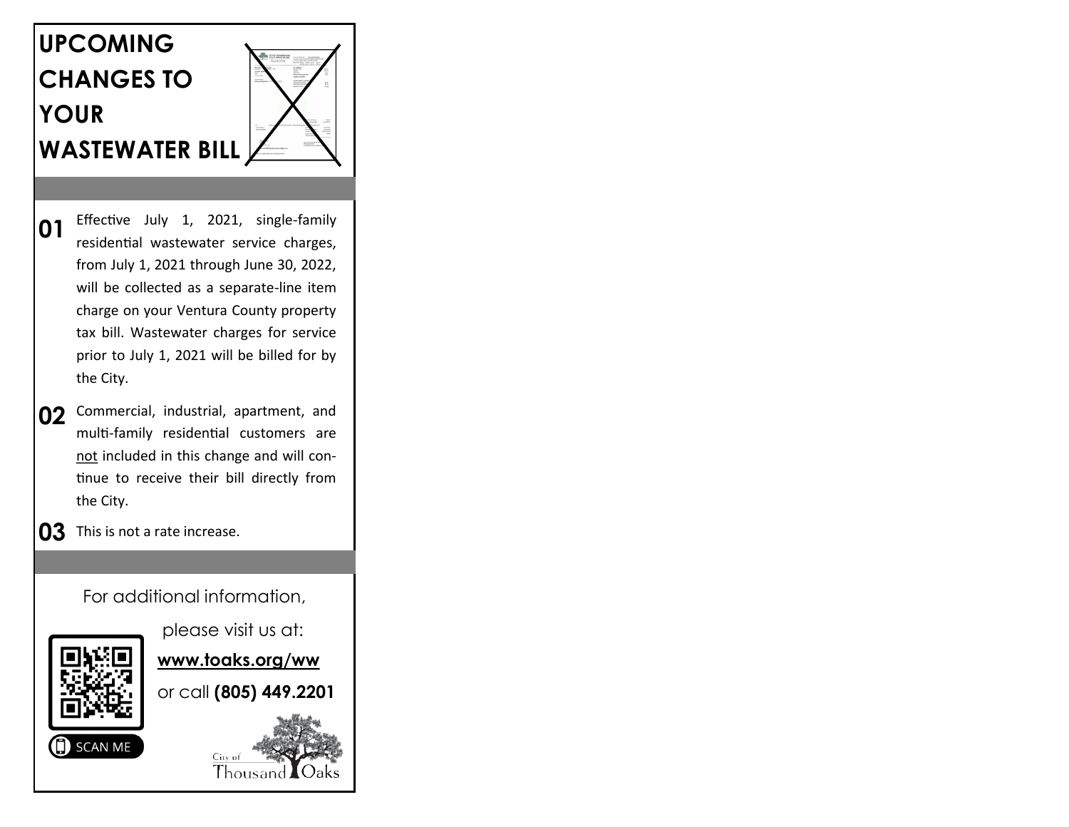# UPCOMING CHANGES TO YOUR WASTEWATER BILL

**01** Effective July 1, 2021, single-family residential wastewater service charges, from July 1, 2021 through June 30, 2022, will be collected as a separate-line item charge on your Ventura County property tax bill. Wastewater charges for service prior to July 1, 2021 will be billed for by the City.

**02** Commercial, industrial, apartment, and multi-family residential customers are not included in this change and will continue to receive their bill directly from the City.

**03** This is not a rate increase.

For additional information, please visit us at:

**www.toaks.org/ww**

or call **(805) 449.2201**

SCAN ME

City of Thousand Oaks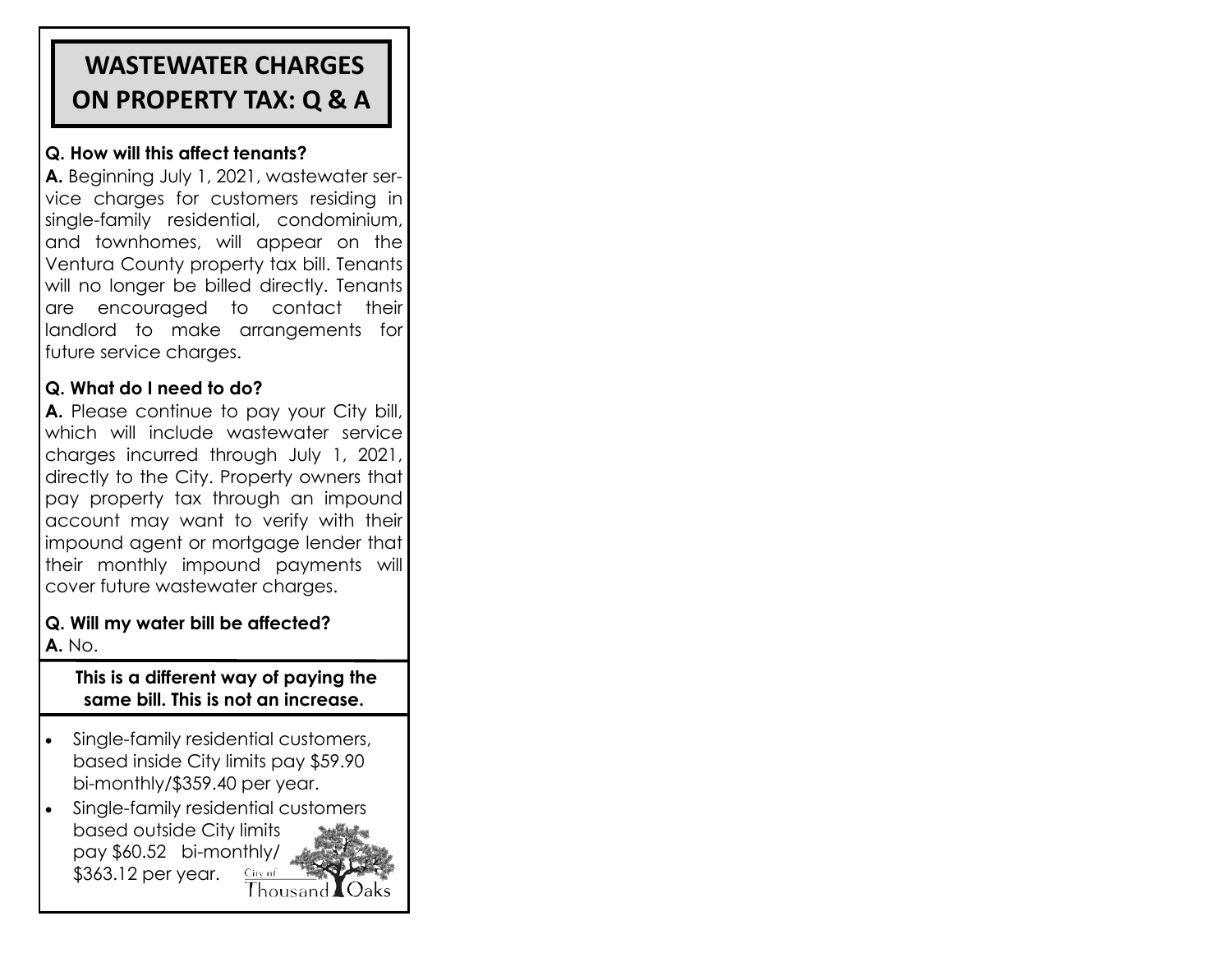# WASTEWATER CHARGES ON PROPERTY TAX: Q & A

**Q. How will this affect tenants?**

**A.** Beginning July 1, 2021, wastewater service charges for customers residing in single-family residential, condominium, and townhomes, will appear on the Ventura County property tax bill. Tenants will no longer be billed directly. Tenants are encouraged to contact their landlord to make arrangements for future service charges.

**Q. What do I need to do?**

**A.** Please continue to pay your City bill, which will include wastewater service charges incurred through July 1, 2021, directly to the City. Property owners that pay property tax through an impound account may want to verify with their impound agent or mortgage lender that their monthly impound payments will cover future wastewater charges.

**Q. Will my water bill be affected?**

**A.** No.

**This is a different way of paying the same bill. This is not an increase.**

- Single-family residential customers, based inside City limits pay $59.90 bi-monthly/$359.40 per year.
- Single-family residential customers based outside City limits pay $60.52 bi-monthly/ $363.12 per year.

City of Thousand Oaks